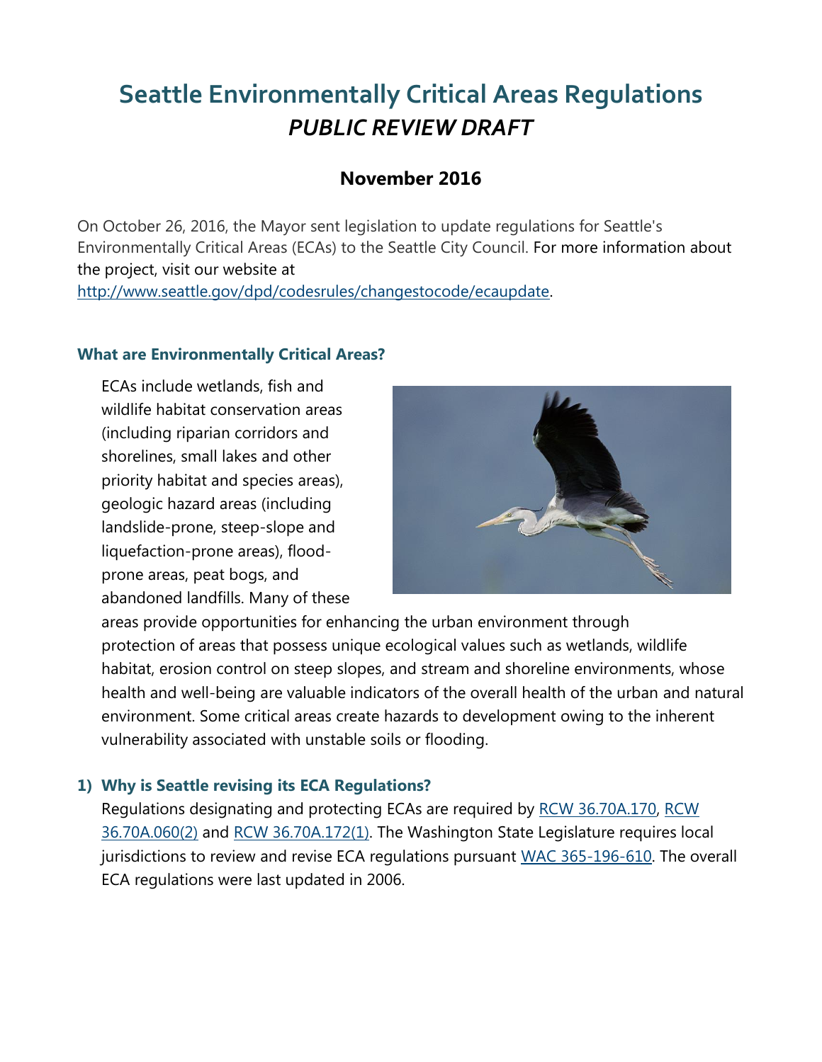# Seattle Environmentally Critical Areas Regulations *PUBLIC REVIEW DRAFT*

## November 2016

On October 26, 2016, the Mayor sent legislation to update regulations for Seattle's Environmentally Critical Areas (ECAs) to the Seattle City Council. For more information about the project, visit our website at http://www.seattle.gov/dpd/codesrules/changestocode/ecaupdate.

### What are Environmentally Critical Areas?

ECAs include wetlands, fish and wildlife habitat conservation areas (including riparian corridors and shorelines, small lakes and other priority habitat and species areas), geologic hazard areas (including landslide-prone, steep-slope and liquefaction-prone areas), flood-prone areas, peat bogs, and abandoned landfills. Many of these areas provide opportunities for enhancing the urban environment through protection of areas that possess unique ecological values such as wetlands, wildlife habitat, erosion control on steep slopes, and stream and shoreline environments, whose health and well-being are valuable indicators of the overall health of the urban and natural environment. Some critical areas create hazards to development owing to the inherent vulnerability associated with unstable soils or flooding.

### 1) Why is Seattle revising its ECA Regulations?

Regulations designating and protecting ECAs are required by RCW 36.70A.170, RCW 36.70A.060(2) and RCW 36.70A.172(1). The Washington State Legislature requires local jurisdictions to review and revise ECA regulations pursuant WAC 365-196-610. The overall ECA regulations were last updated in 2006.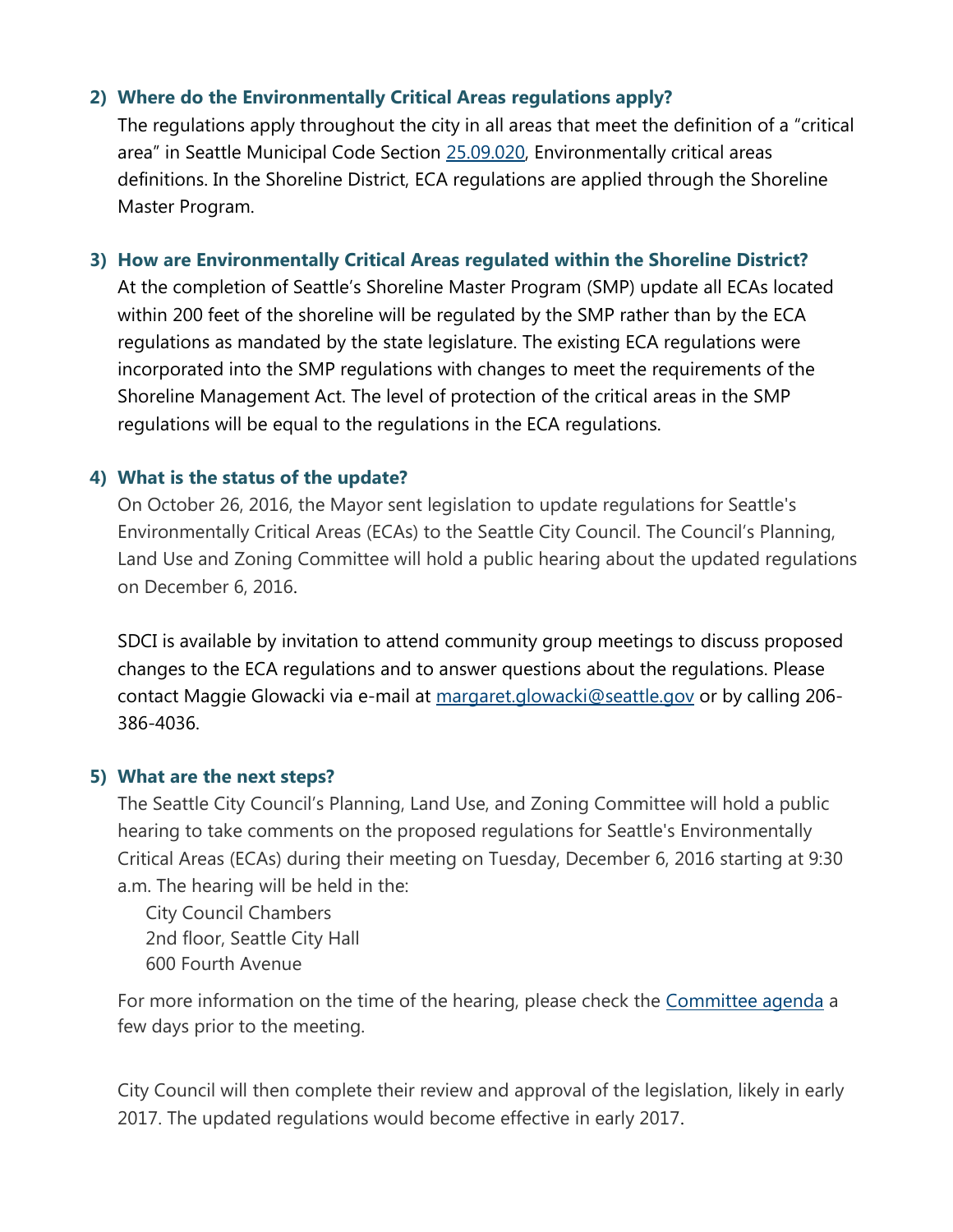## 2) Where do the Environmentally Critical Areas regulations apply?

The regulations apply throughout the city in all areas that meet the definition of a "critical area" in Seattle Municipal Code Section 25.09.020, Environmentally critical areas definitions. In the Shoreline District, ECA regulations are applied through the Shoreline Master Program.

## 3) How are Environmentally Critical Areas regulated within the Shoreline District?

At the completion of Seattle's Shoreline Master Program (SMP) update all ECAs located within 200 feet of the shoreline will be regulated by the SMP rather than by the ECA regulations as mandated by the state legislature. The existing ECA regulations were incorporated into the SMP regulations with changes to meet the requirements of the Shoreline Management Act. The level of protection of the critical areas in the SMP regulations will be equal to the regulations in the ECA regulations.

## 4) What is the status of the update?

On October 26, 2016, the Mayor sent legislation to update regulations for Seattle's Environmentally Critical Areas (ECAs) to the Seattle City Council. The Council's Planning, Land Use and Zoning Committee will hold a public hearing about the updated regulations on December 6, 2016.

SDCI is available by invitation to attend community group meetings to discuss proposed changes to the ECA regulations and to answer questions about the regulations. Please contact Maggie Glowacki via e-mail at margaret.glowacki@seattle.gov or by calling 206-386-4036.

## 5) What are the next steps?

The Seattle City Council's Planning, Land Use, and Zoning Committee will hold a public hearing to take comments on the proposed regulations for Seattle's Environmentally Critical Areas (ECAs) during their meeting on Tuesday, December 6, 2016 starting at 9:30 a.m. The hearing will be held in the:

City Council Chambers
2nd floor, Seattle City Hall
600 Fourth Avenue

For more information on the time of the hearing, please check the Committee agenda a few days prior to the meeting.

City Council will then complete their review and approval of the legislation, likely in early 2017. The updated regulations would become effective in early 2017.